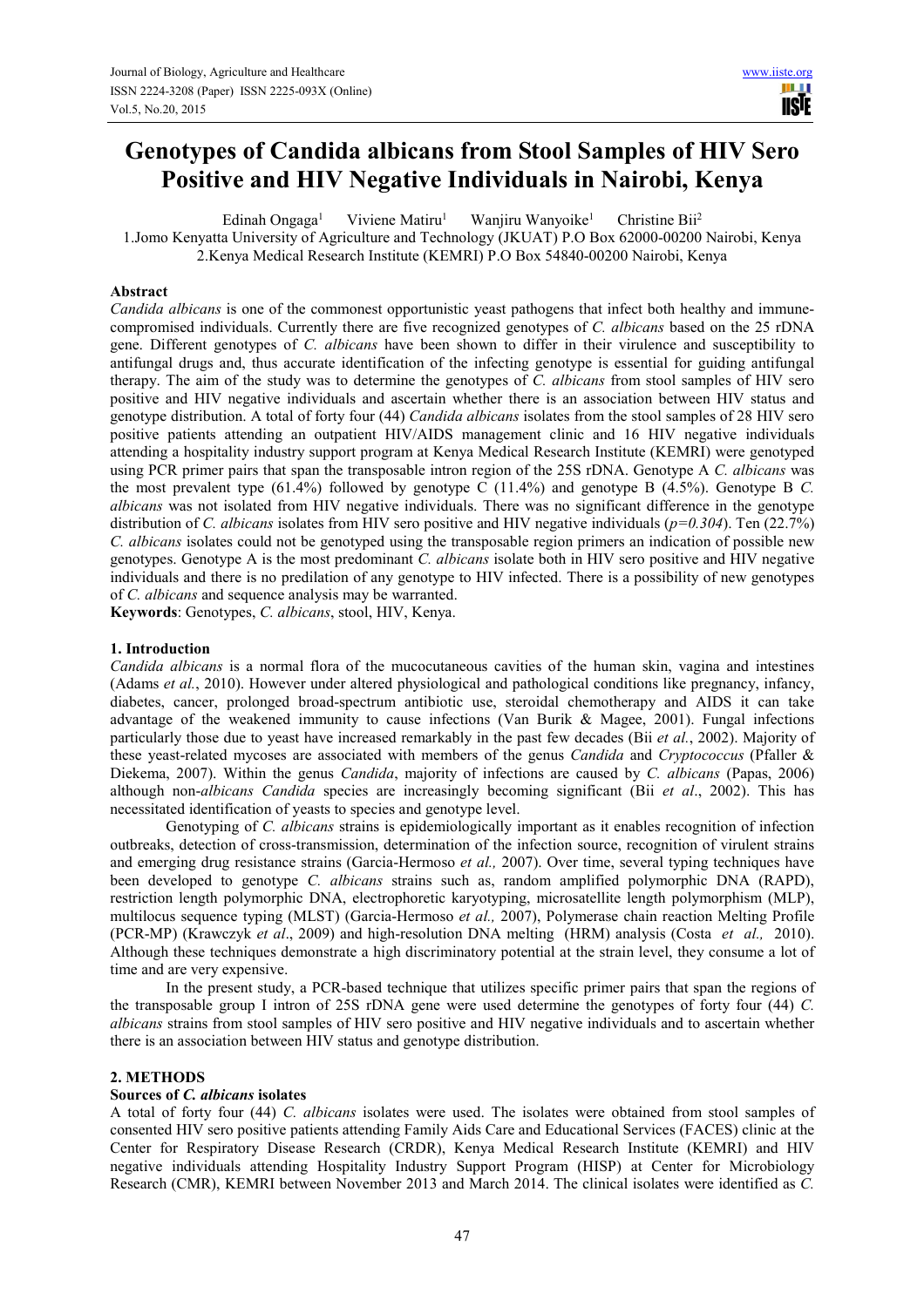# Genotypes of Candida albicans from Stool Samples of HIV Sero Positive and HIV Negative Individuals in Nairobi, Kenya

Edinah Ongaga[1] Viviene Matiru[1] Wanjiru Wanyoike[1] Christine Bii[2]

1.Jomo Kenyatta University of Agriculture and Technology (JKUAT) P.O Box 62000-00200 Nairobi, Kenya
2.Kenya Medical Research Institute (KEMRI) P.O Box 54840-00200 Nairobi, Kenya

## Abstract

*Candida albicans* is one of the commonest opportunistic yeast pathogens that infect both healthy and immune-compromised individuals. Currently there are five recognized genotypes of *C. albicans* based on the 25 rDNA gene. Different genotypes of *C. albicans* have been shown to differ in their virulence and susceptibility to antifungal drugs and, thus accurate identification of the infecting genotype is essential for guiding antifungal therapy. The aim of the study was to determine the genotypes of *C. albicans* from stool samples of HIV sero positive and HIV negative individuals and ascertain whether there is an association between HIV status and genotype distribution. A total of forty four (44) *Candida albicans* isolates from the stool samples of 28 HIV sero positive patients attending an outpatient HIV/AIDS management clinic and 16 HIV negative individuals attending a hospitality industry support program at Kenya Medical Research Institute (KEMRI) were genotyped using PCR primer pairs that span the transposable intron region of the 25S rDNA. Genotype A *C. albicans* was the most prevalent type (61.4%) followed by genotype C (11.4%) and genotype B (4.5%). Genotype B *C. albicans* was not isolated from HIV negative individuals. There was no significant difference in the genotype distribution of *C. albicans* isolates from HIV sero positive and HIV negative individuals (*p=0.304*). Ten (22.7%) *C. albicans* isolates could not be genotyped using the transposable region primers an indication of possible new genotypes. Genotype A is the most predominant *C. albicans* isolate both in HIV sero positive and HIV negative individuals and there is no predilation of any genotype to HIV infected. There is a possibility of new genotypes of *C. albicans* and sequence analysis may be warranted.

**Keywords**: Genotypes, *C. albicans*, stool, HIV, Kenya.

## 1. Introduction

*Candida albicans* is a normal flora of the mucocutaneous cavities of the human skin, vagina and intestines (Adams *et al.*, 2010). However under altered physiological and pathological conditions like pregnancy, infancy, diabetes, cancer, prolonged broad-spectrum antibiotic use, steroidal chemotherapy and AIDS it can take advantage of the weakened immunity to cause infections (Van Burik & Magee, 2001). Fungal infections particularly those due to yeast have increased remarkably in the past few decades (Bii *et al.*, 2002). Majority of these yeast-related mycoses are associated with members of the genus *Candida* and *Cryptococcus* (Pfaller & Diekema, 2007). Within the genus *Candida*, majority of infections are caused by *C. albicans* (Papas, 2006) although non-*albicans Candida* species are increasingly becoming significant (Bii *et al*., 2002). This has necessitated identification of yeasts to species and genotype level.

Genotyping of *C. albicans* strains is epidemiologically important as it enables recognition of infection outbreaks, detection of cross-transmission, determination of the infection source, recognition of virulent strains and emerging drug resistance strains (Garcia-Hermoso *et al.,* 2007). Over time, several typing techniques have been developed to genotype *C. albicans* strains such as, random amplified polymorphic DNA (RAPD), restriction length polymorphic DNA, electrophoretic karyotyping, microsatellite length polymorphism (MLP), multilocus sequence typing (MLST) (Garcia-Hermoso *et al.,* 2007), Polymerase chain reaction Melting Profile (PCR-MP) (Krawczyk *et al*., 2009) and high-resolution DNA melting (HRM) analysis (Costa *et al.,* 2010). Although these techniques demonstrate a high discriminatory potential at the strain level, they consume a lot of time and are very expensive.

In the present study, a PCR-based technique that utilizes specific primer pairs that span the regions of the transposable group I intron of 25S rRNA gene were used determine the genotypes of forty four (44) *C. albicans* strains from stool samples of HIV sero positive and HIV negative individuals and to ascertain whether there is an association between HIV status and genotype distribution.

## 2. METHODS

### Sources of *C. albicans* isolates

A total of forty four (44) *C. albicans* isolates were used. The isolates were obtained from stool samples of consented HIV sero positive patients attending Family Aids Care and Educational Services (FACES) clinic at the Center for Respiratory Disease Research (CRDR), Kenya Medical Research Institute (KEMRI) and HIV negative individuals attending Hospitality Industry Support Program (HISP) at Center for Microbiology Research (CMR), KEMRI between November 2013 and March 2014. The clinical isolates were identified as *C.*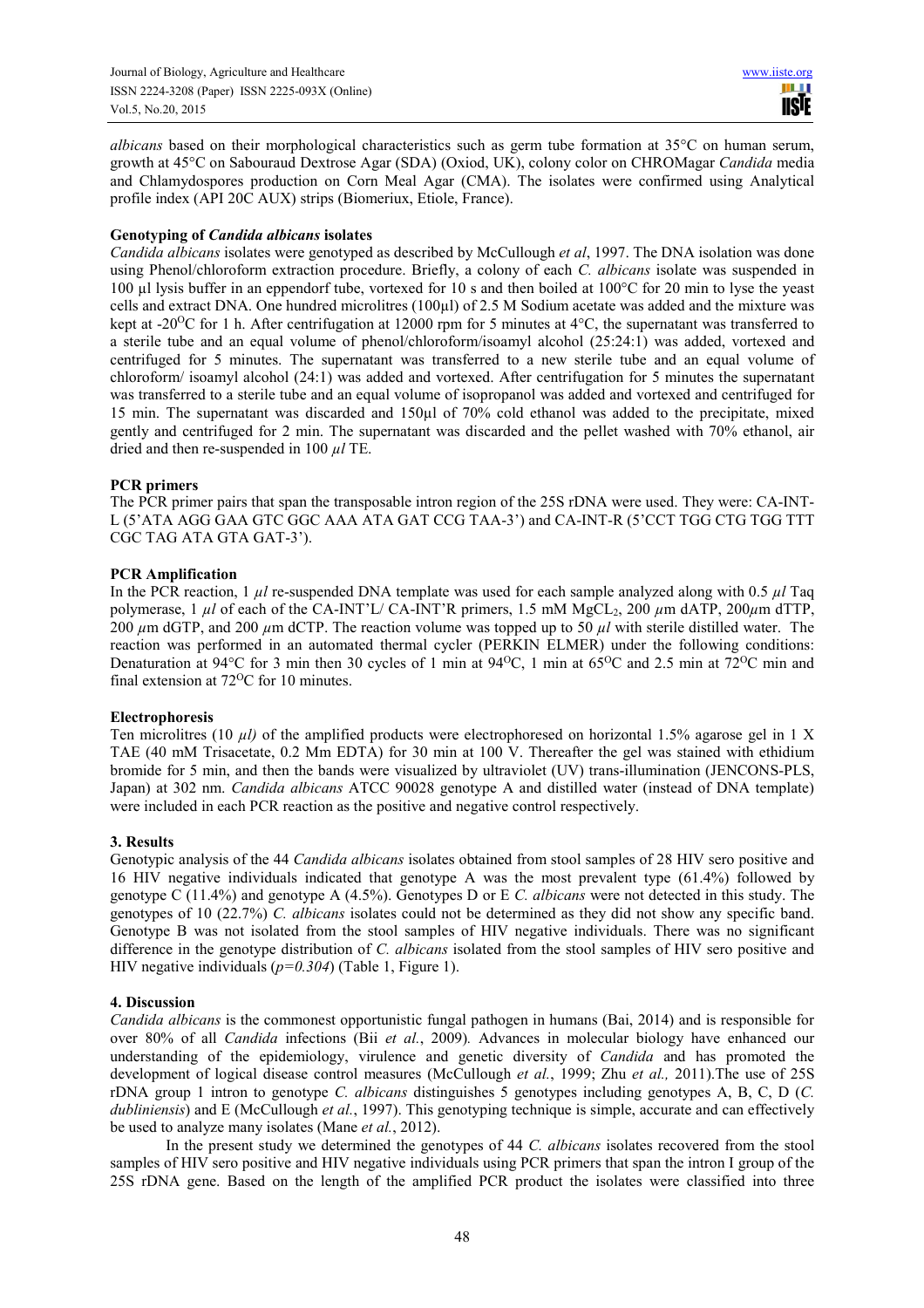*albicans* based on their morphological characteristics such as germ tube formation at 35°C on human serum, growth at 45°C on Sabouraud Dextrose Agar (SDA) (Oxiod, UK), colony color on CHROMagar *Candida* media and Chlamydospores production on Corn Meal Agar (CMA). The isolates were confirmed using Analytical profile index (API 20C AUX) strips (Biomeriux, Etiole, France).

**Genotyping of *Candida albicans* isolates**

*Candida albicans* isolates were genotyped as described by McCullough *et al*, 1997. The DNA isolation was done using Phenol/chloroform extraction procedure. Briefly, a colony of each *C. albicans* isolate was suspended in 100 µl lysis buffer in an eppendorf tube, vortexed for 10 s and then boiled at 100°C for 20 min to lyse the yeast cells and extract DNA. One hundred microlitres (100µl) of 2.5 M Sodium acetate was added and the mixture was kept at -20$^{O}$C for 1 h. After centrifugation at 12000 rpm for 5 minutes at 4°C, the supernatant was transferred to a sterile tube and an equal volume of phenol/chloroform/isoamyl alcohol (25:24:1) was added, vortexed and centrifuged for 5 minutes. The supernatant was transferred to a new sterile tube and an equal volume of chloroform/ isoamyl alcohol (24:1) was added and vortexed. After centrifugation for 5 minutes the supernatant was transferred to a sterile tube and an equal volume of isopropanol was added and vortexed and centrifuged for 15 min. The supernatant was discarded and 150µl of 70% cold ethanol was added to the precipitate, mixed gently and centrifuged for 2 min. The supernatant was discarded and the pellet washed with 70% ethanol, air dried and then re-suspended in 100 *µl* TE.

**PCR primers**

The PCR primer pairs that span the transposable intron region of the 25S rDNA were used. They were: CA-INT-L (5'ATA AGG GAA GTC GGC AAA ATA GAT CCG TAA-3') and CA-INT-R (5'CCT TGG CTG TGG TTT CGC TAG ATA GTA GAT-3').

**PCR Amplification**

In the PCR reaction, 1 *µl* re-suspended DNA template was used for each sample analyzed along with 0.5 *µl* Taq polymerase, 1 *µl* of each of the CA-INT'L/ CA-INT'R primers, 1.5 mM $MgCL_2$, 200 *µ*m dATP, 200*µ*m dTTP, 200 *µ*m dGTP, and 200 *µ*m dCTP. The reaction volume was topped up to 50 *µl* with sterile distilled water. The reaction was performed in an automated thermal cycler (PERKIN ELMER) under the following conditions: Denaturation at 94°C for 3 min then 30 cycles of 1 min at 94$^{O}$C, 1 min at 65$^{O}$C and 2.5 min at 72$^{O}$C min and final extension at 72$^{O}$C for 10 minutes.

**Electrophoresis**

Ten microlitres (10 *µl)* of the amplified products were electrophoresed on horizontal 1.5% agarose gel in 1 X TAE (40 mM Trisacetate, 0.2 Mm EDTA) for 30 min at 100 V. Thereafter the gel was stained with ethidium bromide for 5 min, and then the bands were visualized by ultraviolet (UV) trans-illumination (JENCONS-PLS, Japan) at 302 nm. *Candida albicans* ATCC 90028 genotype A and distilled water (instead of DNA template) were included in each PCR reaction as the positive and negative control respectively.

## 3. Results

Genotypic analysis of the 44 *Candida albicans* isolates obtained from stool samples of 28 HIV sero positive and 16 HIV negative individuals indicated that genotype A was the most prevalent type (61.4%) followed by genotype C (11.4%) and genotype A (4.5%). Genotypes D or E *C. albicans* were not detected in this study. The genotypes of 10 (22.7%) *C. albicans* isolates could not be determined as they did not show any specific band. Genotype B was not isolated from the stool samples of HIV negative individuals. There was no significant difference in the genotype distribution of *C. albicans* isolated from the stool samples of HIV sero positive and HIV negative individuals (*p=0.304*) (Table 1, Figure 1).

## 4. Discussion

*Candida albicans* is the commonest opportunistic fungal pathogen in humans (Bai, 2014) and is responsible for over 80% of all *Candida* infections (Bii *et al.*, 2009)*.* Advances in molecular biology have enhanced our understanding of the epidemiology, virulence and genetic diversity of *Candida* and has promoted the development of logical disease control measures (McCullough *et al.*, 1999; Zhu *et al.,* 2011).The use of 25S rDNA group 1 intron to genotype *C. albicans* distinguishes 5 genotypes including genotypes A, B, C, D (*C. dubliniensis*) and E (McCullough *et al.*, 1997). This genotyping technique is simple, accurate and can effectively be used to analyze many isolates (Mane *et al.*, 2012).

In the present study we determined the genotypes of 44 *C. albicans* isolates recovered from the stool samples of HIV sero positive and HIV negative individuals using PCR primers that span the intron I group of the 25S rDNA gene. Based on the length of the amplified PCR product the isolates were classified into three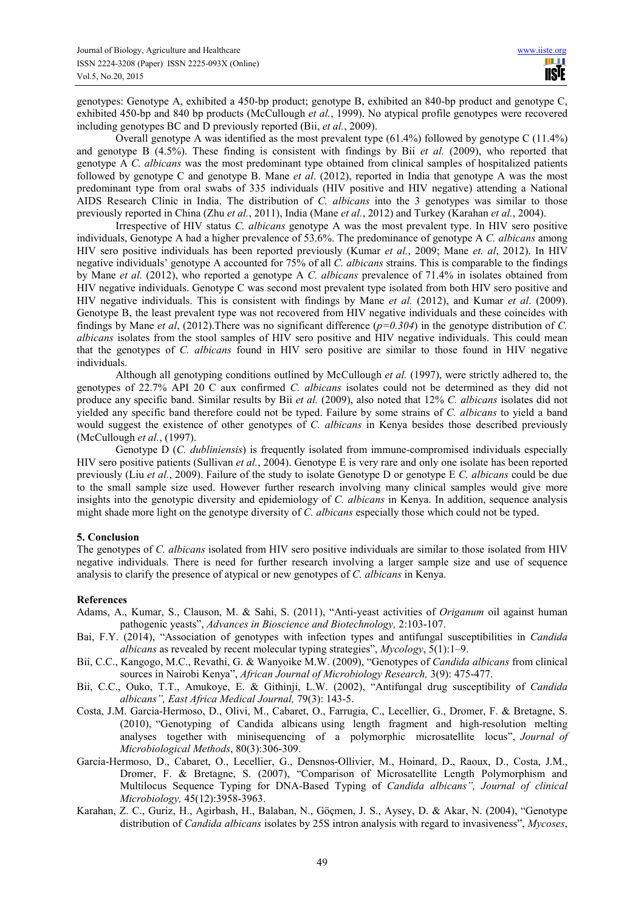genotypes: Genotype A, exhibited a 450-bp product; genotype B, exhibited an 840-bp product and genotype C, exhibited 450-bp and 840 bp products (McCullough *et al.*, 1999). No atypical profile genotypes were recovered including genotypes BC and D previously reported (Bii, *et al.*, 2009).

Overall genotype A was identified as the most prevalent type (61.4%) followed by genotype C (11.4%) and genotype B (4.5%). These finding is consistent with findings by Bii *et al.* (2009), who reported that genotype A *C. albicans* was the most predominant type obtained from clinical samples of hospitalized patients followed by genotype C and genotype B. Mane *et al*. (2012), reported in India that genotype A was the most predominant type from oral swabs of 335 individuals (HIV positive and HIV negative) attending a National AIDS Research Clinic in India. The distribution of *C. albicans* into the 3 genotypes was similar to those previously reported in China (Zhu *et al.*, 2011), India (Mane *et al.*, 2012) and Turkey (Karahan *et al.*, 2004).

Irrespective of HIV status *C. albicans* genotype A was the most prevalent type. In HIV sero positive individuals, Genotype A had a higher prevalence of 53.6%. The predominance of genotype A *C. albicans* among HIV sero positive individuals has been reported previously (Kumar *et al.*, 2009; Mane *et. al*, 2012). In HIV negative individuals' genotype A accounted for 75% of all *C. albicans* strains. This is comparable to the findings by Mane *et al.* (2012), who reported a genotype A *C. albicans* prevalence of 71.4% in isolates obtained from HIV negative individuals. Genotype C was second most prevalent type isolated from both HIV sero positive and HIV negative individuals. This is consistent with findings by Mane *et al.* (2012), and Kumar *et al*. (2009). Genotype B, the least prevalent type was not recovered from HIV negative individuals and these coincides with findings by Mane *et al*, (2012).There was no significant difference ($p=0.304$) in the genotype distribution of *C. albicans* isolates from the stool samples of HIV sero positive and HIV negative individuals. This could mean that the genotypes of *C. albicans* found in HIV sero positive are similar to those found in HIV negative individuals.

Although all genotyping conditions outlined by McCullough *et al.* (1997), were strictly adhered to, the genotypes of 22.7% API 20 C aux confirmed *C. albicans* isolates could not be determined as they did not produce any specific band. Similar results by Bii *et al.* (2009), also noted that 12% *C. albicans* isolates did not yielded any specific band therefore could not be typed. Failure by some strains of *C. albicans* to yield a band would suggest the existence of other genotypes of *C. albicans* in Kenya besides those described previously (McCullough *et al.*, (1997).

Genotype D (*C. dubliniensis*) is frequently isolated from immune-compromised individuals especially HIV sero positive patients (Sullivan *et al.*, 2004). Genotype E is very rare and only one isolate has been reported previously (Liu *et al.*, 2009). Failure of the study to isolate Genotype D or genotype E *C. albicans* could be due to the small sample size used. However further research involving many clinical samples would give more insights into the genotypic diversity and epidemiology of *C. albicans* in Kenya. In addition, sequence analysis might shade more light on the genotype diversity of *C. albicans* especially those which could not be typed.

## 5. Conclusion

The genotypes of *C. albicans* isolated from HIV sero positive individuals are similar to those isolated from HIV negative individuals. There is need for further research involving a larger sample size and use of sequence analysis to clarify the presence of atypical or new genotypes of *C. albicans* in Kenya.

## References

Adams, A., Kumar, S., Clauson, M. & Sahi, S. (2011), "Anti-yeast activities of *Origanum* oil against human pathogenic yeasts", *Advances in Bioscience and Biotechnology,* 2:103-107.

Bai, F.Y. (2014), "Association of genotypes with infection types and antifungal susceptibilities in *Candida albicans* as revealed by recent molecular typing strategies", *Mycology*, 5(1):1–9.

Bii, C.C., Kangogo, M.C., Revathi, G. & Wanyoike M.W. (2009), "Genotypes of *Candida albicans* from clinical sources in Nairobi Kenya", *African Journal of Microbiology Research,* 3(9): 475-477.

Bii, C.C., Ouko, T.T., Amukoye, E. & Githinji, L.W. (2002), "Antifungal drug susceptibility of *Candida albicans", East Africa Medical Journal,* 79(3): 143-5.

Costa, J.M. Garcia-Hermoso, D., Olivi, M., Cabaret, O., Farrugia, C., Lecellier, G., Dromer, F. & Bretagne, S. (2010), "Genotyping of Candida albicans using length fragment and high-resolution melting analyses together with minisequencing of a polymorphic microsatellite locus", *Journal of Microbiological Methods*, 80(3):306-309.

Garcia-Hermoso, D., Cabaret, O., Lecellier, G., Densnos-Ollivier, M., Hoinard, D., Raoux, D., Costa, J.M., Dromer, F. & Bretagne, S. (2007), "Comparison of Microsatellite Length Polymorphism and Multilocus Sequence Typing for DNA-Based Typing of *Candida albicans", Journal of clinical Microbiology,* 45(12):3958-3963.

Karahan, Z. C., Guriz, H., Agirbash, H., Balaban, N., Göçmen, J. S., Aysey, D. & Akar, N. (2004), "Genotype distribution of *Candida albicans* isolates by 25S intron analysis with regard to invasiveness", *Mycoses*,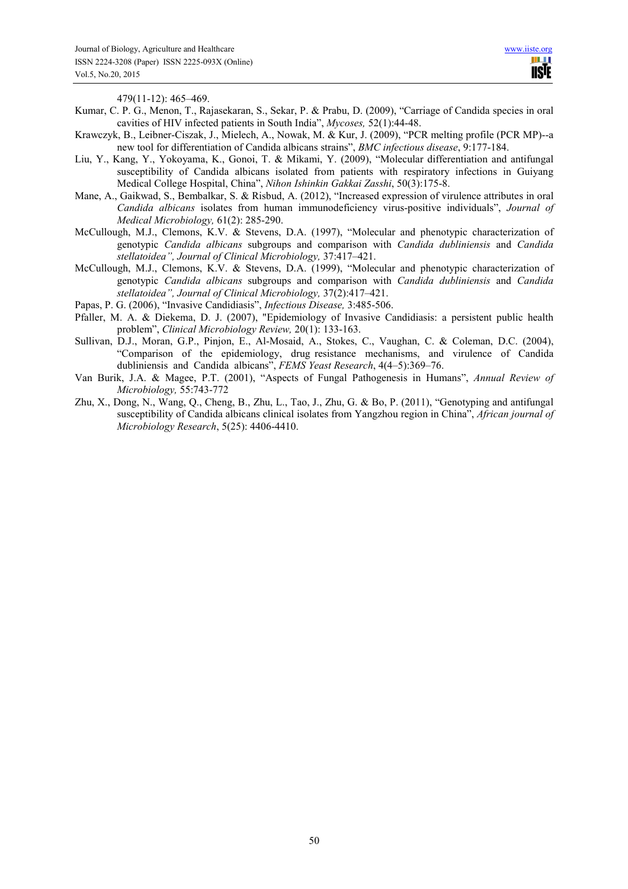479(11-12): 465–469.

Kumar, C. P. G., Menon, T., Rajasekaran, S., Sekar, P. & Prabu, D. (2009), "Carriage of Candida species in oral cavities of HIV infected patients in South India", *Mycoses,* 52(1):44-48.

Krawczyk, B., Leibner-Ciszak, J., Mielech, A., Nowak, M. & Kur, J. (2009), "PCR melting profile (PCR MP)--a new tool for differentiation of Candida albicans strains", *BMC infectious disease*, 9:177-184.

Liu, Y., Kang, Y., Yokoyama, K., Gonoi, T. & Mikami, Y. (2009), "Molecular differentiation and antifungal susceptibility of Candida albicans isolated from patients with respiratory infections in Guiyang Medical College Hospital, China", *Nihon Ishinkin Gakkai Zasshi*, 50(3):175-8.

Mane, A., Gaikwad, S., Bembalkar, S. & Risbud, A. (2012), "Increased expression of virulence attributes in oral *Candida albicans* isolates from human immunodeficiency virus-positive individuals", *Journal of Medical Microbiology,* 61(2): 285-290.

McCullough, M.J., Clemons, K.V. & Stevens, D.A. (1997), "Molecular and phenotypic characterization of genotypic *Candida albicans* subgroups and comparison with *Candida dubliniensis* and *Candida stellatoidea", Journal of Clinical Microbiology,* 37:417–421.

McCullough, M.J., Clemons, K.V. & Stevens, D.A. (1999), "Molecular and phenotypic characterization of genotypic *Candida albicans* subgroups and comparison with *Candida dubliniensis* and *Candida stellatoidea", Journal of Clinical Microbiology,* 37(2):417–421.

Papas, P. G. (2006), "Invasive Candidiasis", *Infectious Disease,* 3:485-506.

Pfaller, M. A. & Diekema, D. J. (2007), "Epidemiology of Invasive Candidiasis: a persistent public health problem", *Clinical Microbiology Review,* 20(1): 133-163.

Sullivan, D.J., Moran, G.P., Pinjon, E., Al-Mosaid, A., Stokes, C., Vaughan, C. & Coleman, D.C. (2004), "Comparison of the epidemiology, drug resistance mechanisms, and virulence of Candida dubliniensis and Candida albicans", *FEMS Yeast Research*, 4(4–5):369–76.

Van Burik, J.A. & Magee, P.T. (2001), "Aspects of Fungal Pathogenesis in Humans", *Annual Review of Microbiology,* 55:743-772

Zhu, X., Dong, N., Wang, Q., Cheng, B., Zhu, L., Tao, J., Zhu, G. & Bo, P. (2011), "Genotyping and antifungal susceptibility of Candida albicans clinical isolates from Yangzhou region in China", *African journal of Microbiology Research*, 5(25): 4406-4410.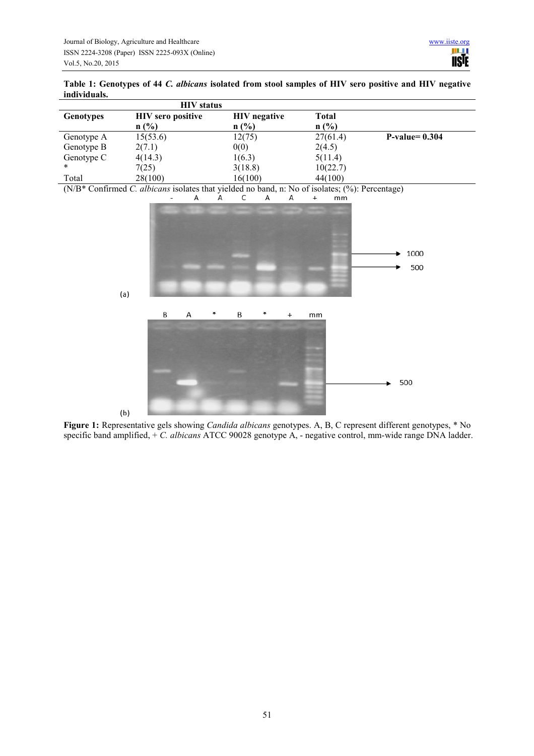**Table 1: Genotypes of 44 *C. albicans* isolated from stool samples of HIV sero positive and HIV negative individuals.**

| | HIV status | | | |
|---|---|---|---|---|
| **Genotypes** | **HIV sero positive n (%)** | **HIV negative n (%)** | **Total n (%)** | |
| Genotype A | 15(53.6) | 12(75) | 27(61.4) | **P-value= 0.304** |
| Genotype B | 2(7.1) | 0(0) | 2(4.5) | |
| Genotype C | 4(14.3) | 1(6.3) | 5(11.4) | |
| * | 7(25) | 3(18.8) | 10(22.7) | |
| Total | 28(100) | 16(100) | 44(100) | |

(N/B* Confirmed *C. albicans* isolates that yielded no band, n: No of isolates; (%): Percentage)

(a)

- A A C A A + mm

1000

500

(b)

B A * B * + mm

500

**Figure 1:** Representative gels showing *Candida albicans* genotypes. A, B, C represent different genotypes, * No specific band amplified, + *C. albicans* ATCC 90028 genotype A, - negative control, mm-wide range DNA ladder.